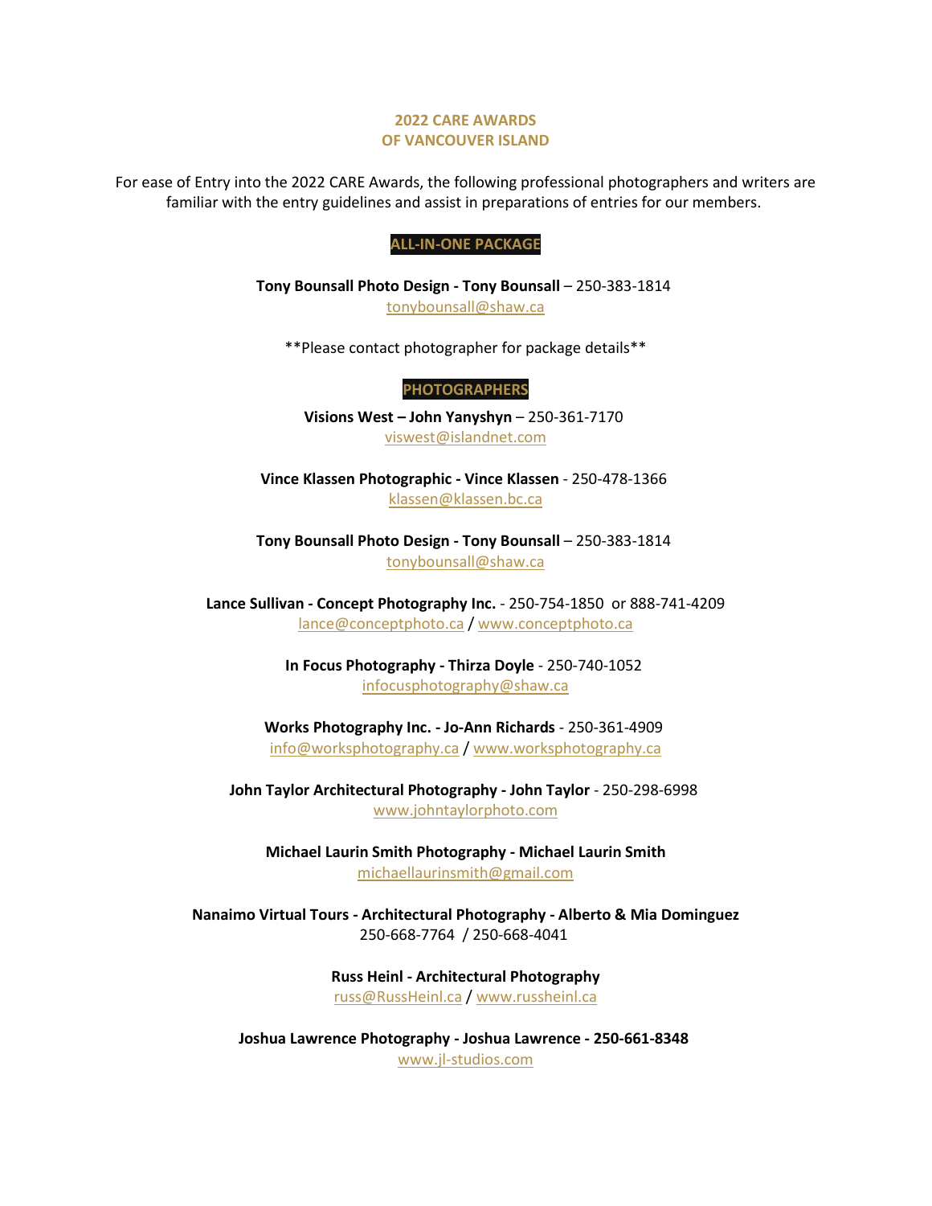# 2022 CARE AWARDS
# OF VANCOUVER ISLAND

For ease of Entry into the 2022 CARE Awards, the following professional photographers and writers are familiar with the entry guidelines and assist in preparations of entries for our members.

## ALL-IN-ONE PACKAGE

**Tony Bounsall Photo Design - Tony Bounsall** – 250-383-1814
tonybounsall@shaw.ca

**Please contact photographer for package details**

## PHOTOGRAPHERS

**Visions West – John Yanyshyn** – 250-361-7170
viswest@islandnet.com

**Vince Klassen Photographic - Vince Klassen** - 250-478-1366
klassen@klassen.bc.ca

**Tony Bounsall Photo Design - Tony Bounsall** – 250-383-1814
tonybounsall@shaw.ca

**Lance Sullivan - Concept Photography Inc.** - 250-754-1850 or 888-741-4209
lance@conceptphoto.ca / www.conceptphoto.ca

**In Focus Photography - Thirza Doyle** - 250-740-1052
infocusphotography@shaw.ca

**Works Photography Inc. - Jo-Ann Richards** - 250-361-4909
info@worksphotography.ca / www.worksphotography.ca

**John Taylor Architectural Photography - John Taylor** - 250-298-6998
www.johntaylorphoto.com

**Michael Laurin Smith Photography - Michael Laurin Smith**
michaellaurinsmith@gmail.com

**Nanaimo Virtual Tours - Architectural Photography - Alberto & Mia Dominguez**
250-668-7764 / 250-668-4041

**Russ Heinl - Architectural Photography**
russ@RussHeinl.ca / www.russheinl.ca

**Joshua Lawrence Photography - Joshua Lawrence - 250-661-8348**
www.jl-studios.com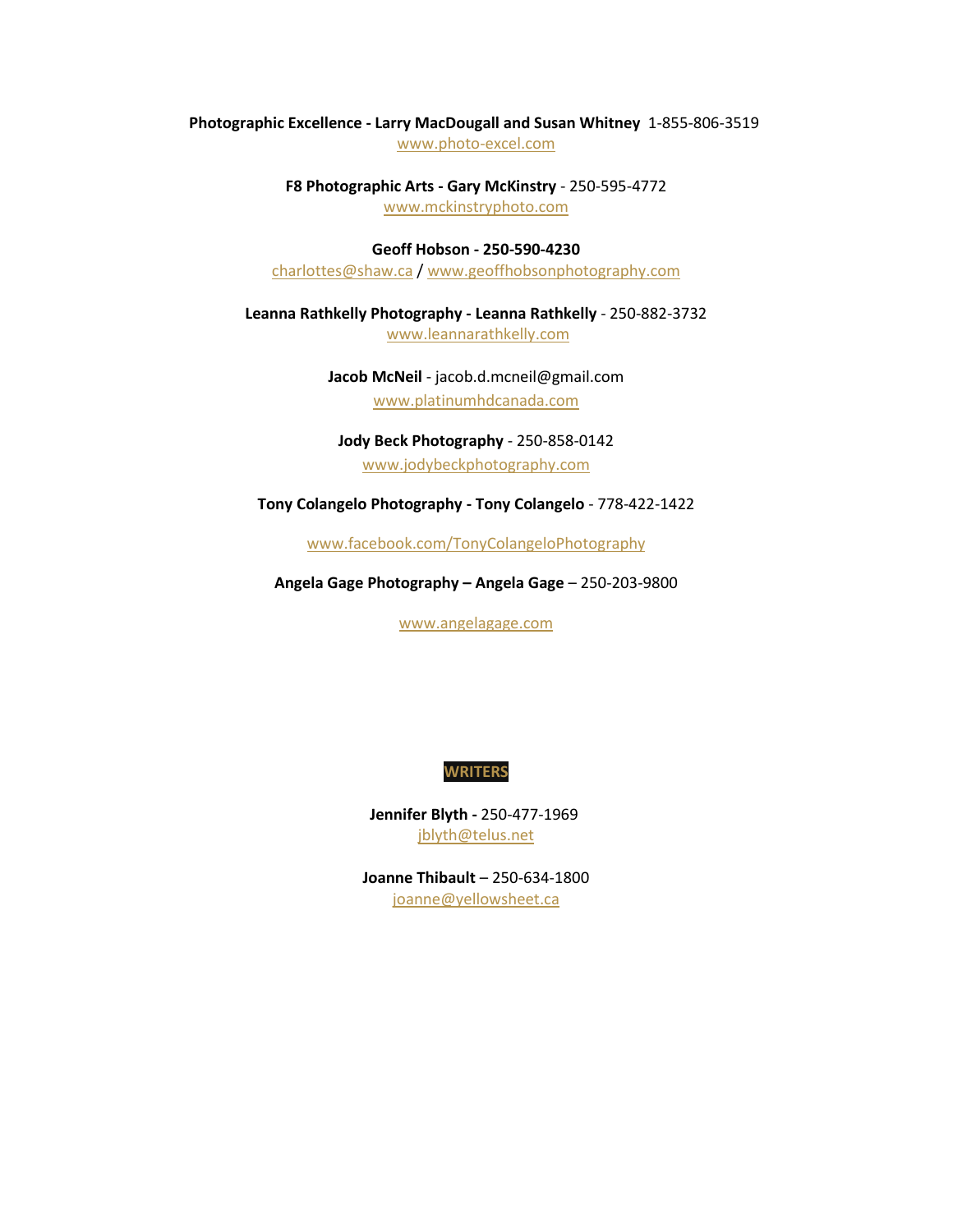**Photographic Excellence - Larry MacDougall and Susan Whitney** 1-855-806-3519
www.photo-excel.com

**F8 Photographic Arts - Gary McKinstry** - 250-595-4772
www.mckinstryphoto.com

**Geoff Hobson - 250-590-4230**
charlottes@shaw.ca / www.geoffhobsonphotography.com

**Leanna Rathkelly Photography - Leanna Rathkelly** - 250-882-3732
www.leannarathkelly.com

**Jacob McNeil** - jacob.d.mcneil@gmail.com
www.platinumhdcanada.com

**Jody Beck Photography** - 250-858-0142
www.jodybeckphotography.com

**Tony Colangelo Photography - Tony Colangelo** - 778-422-1422

www.facebook.com/TonyColangeloPhotography

**Angela Gage Photography – Angela Gage** – 250-203-9800

www.angelagage.com

## WRITERS

**Jennifer Blyth -** 250-477-1969
jblyth@telus.net

**Joanne Thibault** – 250-634-1800
joanne@yellowsheet.ca